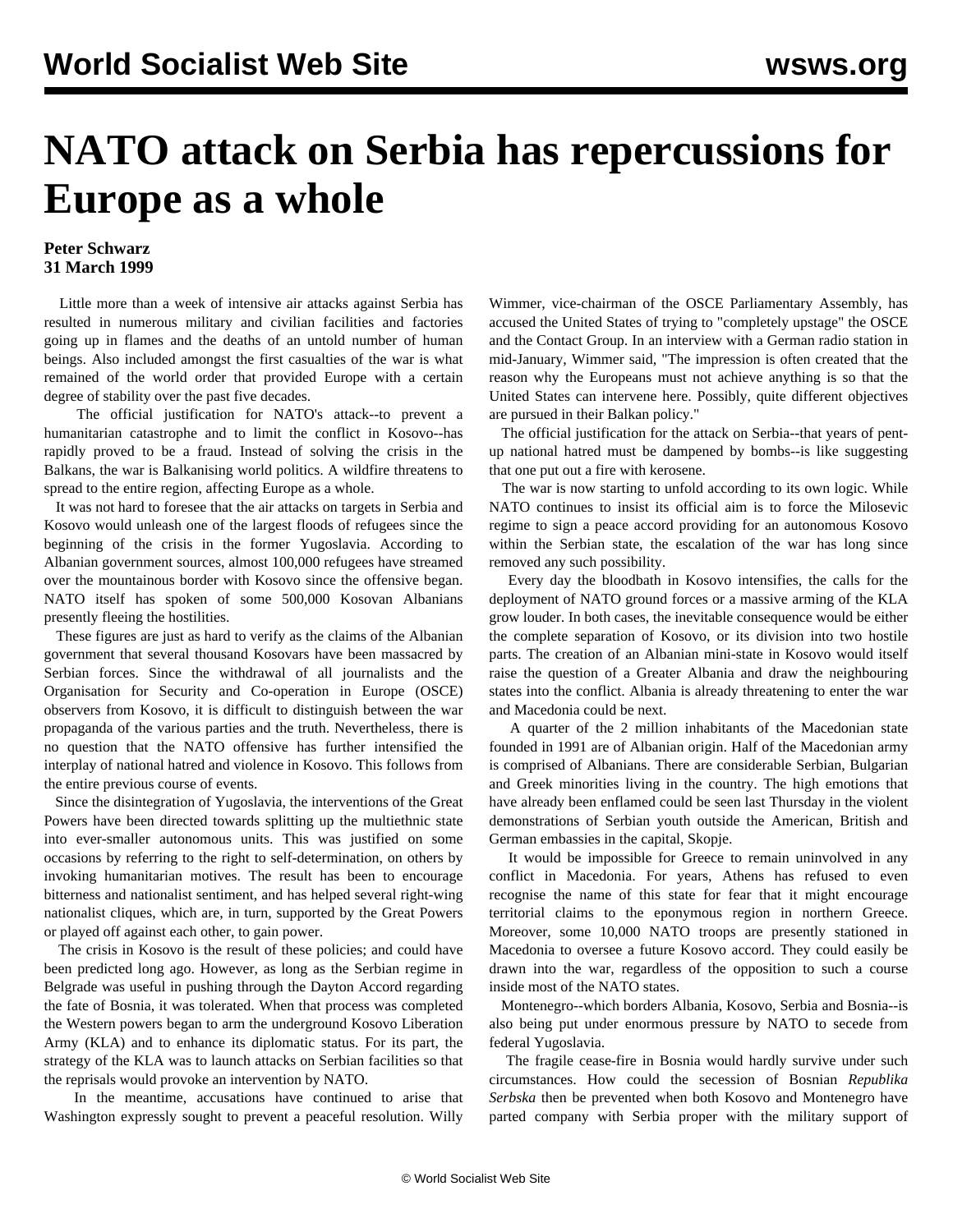# NATO attack on Serbia has repercussions for Europe as a whole

**Peter Schwarz**
**31 March 1999**

Little more than a week of intensive air attacks against Serbia has resulted in numerous military and civilian facilities and factories going up in flames and the deaths of an untold number of human beings. Also included amongst the first casualties of the war is what remained of the world order that provided Europe with a certain degree of stability over the past five decades.

The official justification for NATO's attack--to prevent a humanitarian catastrophe and to limit the conflict in Kosovo--has rapidly proved to be a fraud. Instead of solving the crisis in the Balkans, the war is Balkanising world politics. A wildfire threatens to spread to the entire region, affecting Europe as a whole.

It was not hard to foresee that the air attacks on targets in Serbia and Kosovo would unleash one of the largest floods of refugees since the beginning of the crisis in the former Yugoslavia. According to Albanian government sources, almost 100,000 refugees have streamed over the mountainous border with Kosovo since the offensive began. NATO itself has spoken of some 500,000 Kosovan Albanians presently fleeing the hostilities.

These figures are just as hard to verify as the claims of the Albanian government that several thousand Kosovars have been massacred by Serbian forces. Since the withdrawal of all journalists and the Organisation for Security and Co-operation in Europe (OSCE) observers from Kosovo, it is difficult to distinguish between the war propaganda of the various parties and the truth. Nevertheless, there is no question that the NATO offensive has further intensified the interplay of national hatred and violence in Kosovo. This follows from the entire previous course of events.

Since the disintegration of Yugoslavia, the interventions of the Great Powers have been directed towards splitting up the multiethnic state into ever-smaller autonomous units. This was justified on some occasions by referring to the right to self-determination, on others by invoking humanitarian motives. The result has been to encourage bitterness and nationalist sentiment, and has helped several right-wing nationalist cliques, which are, in turn, supported by the Great Powers or played off against each other, to gain power.

The crisis in Kosovo is the result of these policies; and could have been predicted long ago. However, as long as the Serbian regime in Belgrade was useful in pushing through the Dayton Accord regarding the fate of Bosnia, it was tolerated. When that process was completed the Western powers began to arm the underground Kosovo Liberation Army (KLA) and to enhance its diplomatic status. For its part, the strategy of the KLA was to launch attacks on Serbian facilities so that the reprisals would provoke an intervention by NATO.

In the meantime, accusations have continued to arise that Washington expressly sought to prevent a peaceful resolution. Willy Wimmer, vice-chairman of the OSCE Parliamentary Assembly, has accused the United States of trying to "completely upstage" the OSCE and the Contact Group. In an interview with a German radio station in mid-January, Wimmer said, "The impression is often created that the reason why the Europeans must not achieve anything is so that the United States can intervene here. Possibly, quite different objectives are pursued in their Balkan policy."

The official justification for the attack on Serbia--that years of pent-up national hatred must be dampened by bombs--is like suggesting that one put out a fire with kerosene.

The war is now starting to unfold according to its own logic. While NATO continues to insist its official aim is to force the Milosevic regime to sign a peace accord providing for an autonomous Kosovo within the Serbian state, the escalation of the war has long since removed any such possibility.

Every day the bloodbath in Kosovo intensifies, the calls for the deployment of NATO ground forces or a massive arming of the KLA grow louder. In both cases, the inevitable consequence would be either the complete separation of Kosovo, or its division into two hostile parts. The creation of an Albanian mini-state in Kosovo would itself raise the question of a Greater Albania and draw the neighbouring states into the conflict. Albania is already threatening to enter the war and Macedonia could be next.

A quarter of the 2 million inhabitants of the Macedonian state founded in 1991 are of Albanian origin. Half of the Macedonian army is comprised of Albanians. There are considerable Serbian, Bulgarian and Greek minorities living in the country. The high emotions that have already been enflamed could be seen last Thursday in the violent demonstrations of Serbian youth outside the American, British and German embassies in the capital, Skopje.

It would be impossible for Greece to remain uninvolved in any conflict in Macedonia. For years, Athens has refused to even recognise the name of this state for fear that it might encourage territorial claims to the eponymous region in northern Greece. Moreover, some 10,000 NATO troops are presently stationed in Macedonia to oversee a future Kosovo accord. They could easily be drawn into the war, regardless of the opposition to such a course inside most of the NATO states.

Montenegro--which borders Albania, Kosovo, Serbia and Bosnia--is also being put under enormous pressure by NATO to secede from federal Yugoslavia.

The fragile cease-fire in Bosnia would hardly survive under such circumstances. How could the secession of Bosnian *Republika Serbska* then be prevented when both Kosovo and Montenegro have parted company with Serbia proper with the military support of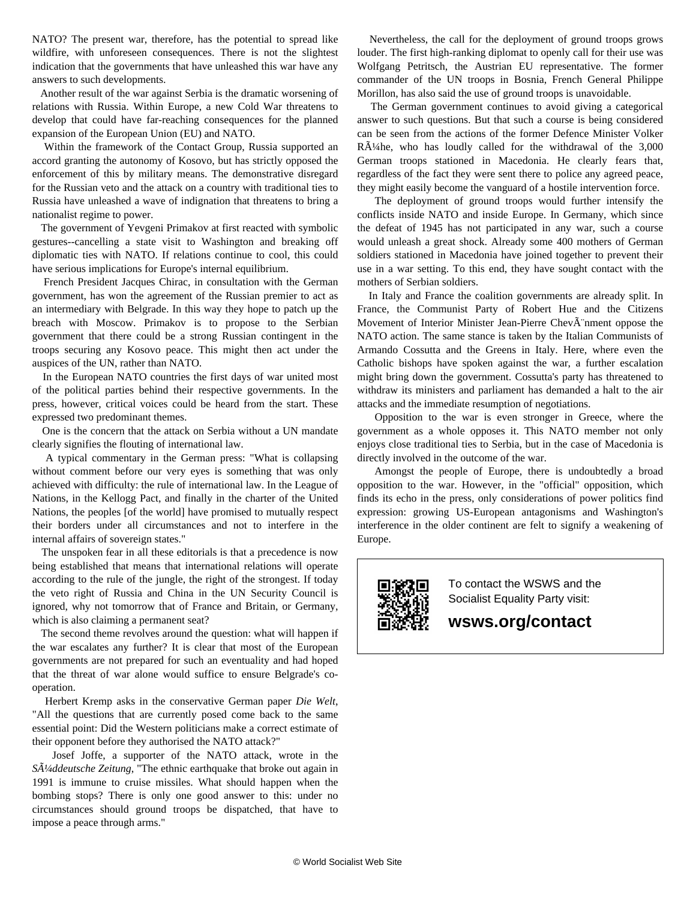NATO? The present war, therefore, has the potential to spread like wildfire, with unforeseen consequences. There is not the slightest indication that the governments that have unleashed this war have any answers to such developments.

Another result of the war against Serbia is the dramatic worsening of relations with Russia. Within Europe, a new Cold War threatens to develop that could have far-reaching consequences for the planned expansion of the European Union (EU) and NATO.

Within the framework of the Contact Group, Russia supported an accord granting the autonomy of Kosovo, but has strictly opposed the enforcement of this by military means. The demonstrative disregard for the Russian veto and the attack on a country with traditional ties to Russia have unleashed a wave of indignation that threatens to bring a nationalist regime to power.

The government of Yevgeni Primakov at first reacted with symbolic gestures--cancelling a state visit to Washington and breaking off diplomatic ties with NATO. If relations continue to cool, this could have serious implications for Europe's internal equilibrium.

French President Jacques Chirac, in consultation with the German government, has won the agreement of the Russian premier to act as an intermediary with Belgrade. In this way they hope to patch up the breach with Moscow. Primakov is to propose to the Serbian government that there could be a strong Russian contingent in the troops securing any Kosovo peace. This might then act under the auspices of the UN, rather than NATO.

In the European NATO countries the first days of war united most of the political parties behind their respective governments. In the press, however, critical voices could be heard from the start. These expressed two predominant themes.

One is the concern that the attack on Serbia without a UN mandate clearly signifies the flouting of international law.

A typical commentary in the German press: "What is collapsing without comment before our very eyes is something that was only achieved with difficulty: the rule of international law. In the League of Nations, in the Kellogg Pact, and finally in the charter of the United Nations, the peoples [of the world] have promised to mutually respect their borders under all circumstances and not to interfere in the internal affairs of sovereign states."

The unspoken fear in all these editorials is that a precedence is now being established that means that international relations will operate according to the rule of the jungle, the right of the strongest. If today the veto right of Russia and China in the UN Security Council is ignored, why not tomorrow that of France and Britain, or Germany, which is also claiming a permanent seat?

The second theme revolves around the question: what will happen if the war escalates any further? It is clear that most of the European governments are not prepared for such an eventuality and had hoped that the threat of war alone would suffice to ensure Belgrade's co-operation.

Herbert Kremp asks in the conservative German paper *Die Welt*, "All the questions that are currently posed come back to the same essential point: Did the Western politicians make a correct estimate of their opponent before they authorised the NATO attack?"

Josef Joffe, a supporter of the NATO attack, wrote in the *SÃ¼ddeutsche Zeitung*, "The ethnic earthquake that broke out again in 1991 is immune to cruise missiles. What should happen when the bombing stops? There is only one good answer to this: under no circumstances should ground troops be dispatched, that have to impose a peace through arms."

Nevertheless, the call for the deployment of ground troops grows louder. The first high-ranking diplomat to openly call for their use was Wolfgang Petritsch, the Austrian EU representative. The former commander of the UN troops in Bosnia, French General Philippe Morillon, has also said the use of ground troops is unavoidable.

The German government continues to avoid giving a categorical answer to such questions. But that such a course is being considered can be seen from the actions of the former Defence Minister Volker RÃ¼he, who has loudly called for the withdrawal of the 3,000 German troops stationed in Macedonia. He clearly fears that, regardless of the fact they were sent there to police any agreed peace, they might easily become the vanguard of a hostile intervention force.

The deployment of ground troops would further intensify the conflicts inside NATO and inside Europe. In Germany, which since the defeat of 1945 has not participated in any war, such a course would unleash a great shock. Already some 400 mothers of German soldiers stationed in Macedonia have joined together to prevent their use in a war setting. To this end, they have sought contact with the mothers of Serbian soldiers.

In Italy and France the coalition governments are already split. In France, the Communist Party of Robert Hue and the Citizens Movement of Interior Minister Jean-Pierre ChevÃ¨nment oppose the NATO action. The same stance is taken by the Italian Communists of Armando Cossutta and the Greens in Italy. Here, where even the Catholic bishops have spoken against the war, a further escalation might bring down the government. Cossutta's party has threatened to withdraw its ministers and parliament has demanded a halt to the air attacks and the immediate resumption of negotiations.

Opposition to the war is even stronger in Greece, where the government as a whole opposes it. This NATO member not only enjoys close traditional ties to Serbia, but in the case of Macedonia is directly involved in the outcome of the war.

Amongst the people of Europe, there is undoubtedly a broad opposition to the war. However, in the "official" opposition, which finds its echo in the press, only considerations of power politics find expression: growing US-European antagonisms and Washington's interference in the older continent are felt to signify a weakening of Europe.

To contact the WSWS and the Socialist Equality Party visit:

**wsws.org/contact**